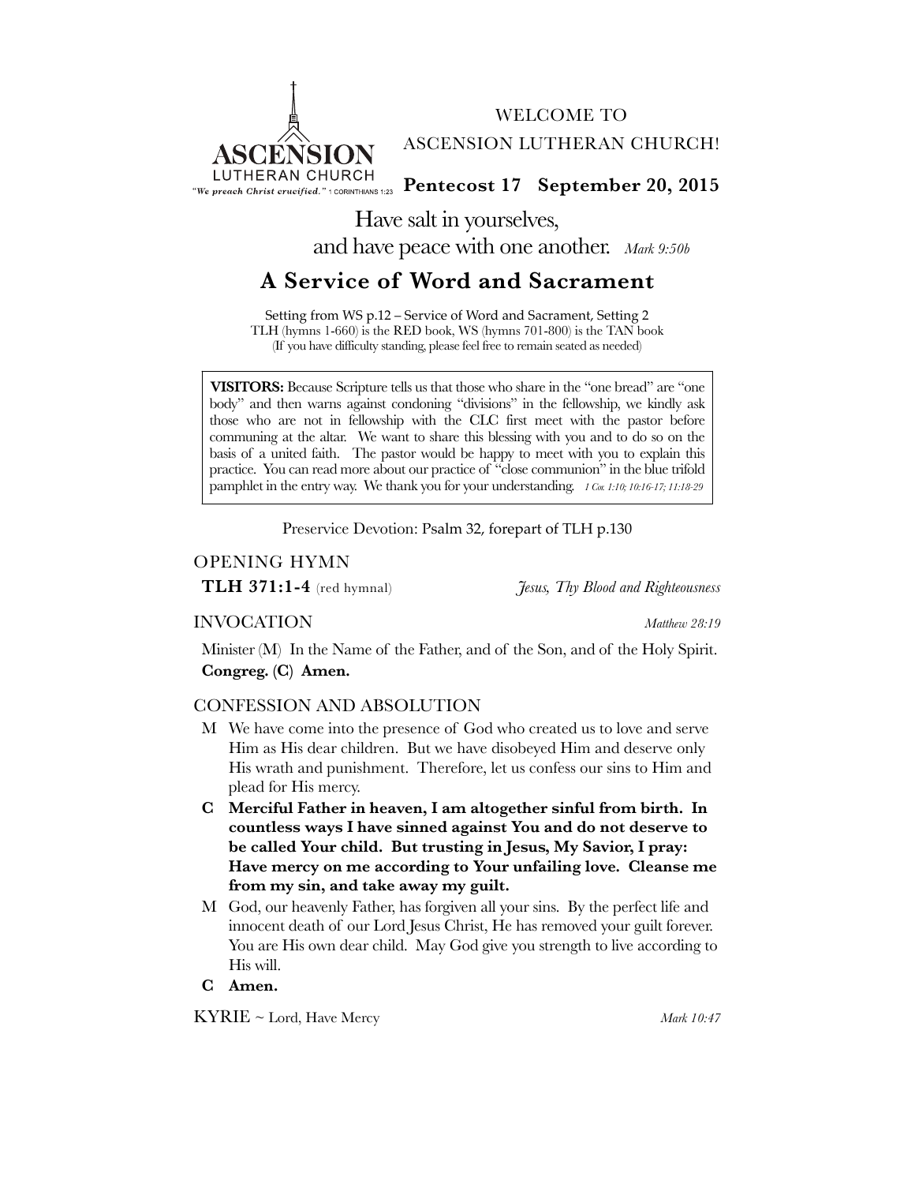ASCENSION LUTHERAN CHURCH
"We preach Christ crucified." 1 CORINTHIANS 1:23

WELCOME TO
ASCENSION LUTHERAN CHURCH!

**Pentecost 17 September 20, 2015**

Have salt in yourselves,
and have peace with one another. *Mark 9:50b*

# A Service of Word and Sacrament

Setting from WS p.12 – Service of Word and Sacrament, Setting 2
TLH (hymns 1-660) is the RED book, WS (hymns 701-800) is the TAN book
(If you have difficulty standing, please feel free to remain seated as needed)

**VISITORS:** Because Scripture tells us that those who share in the "one bread" are "one body" and then warns against condoning "divisions" in the fellowship, we kindly ask those who are not in fellowship with the CLC first meet with the pastor before communing at the altar. We want to share this blessing with you and to do so on the basis of a united faith. The pastor would be happy to meet with you to explain this practice. You can read more about our practice of "close communion" in the blue trifold pamphlet in the entry way. We thank you for your understanding. *1 Cor. 1:10; 10:16-17; 11:18-29*

Preservice Devotion: Psalm 32, forepart of TLH p.130

## OPENING HYMN

**TLH 371:1-4** (red hymnal) *Jesus, Thy Blood and Righteousness*

## INVOCATION

*Matthew 28:19*

Minister (M) In the Name of the Father, and of the Son, and of the Holy Spirit.
**Congreg. (C) Amen.**

## CONFESSION AND ABSOLUTION

M We have come into the presence of God who created us to love and serve Him as His dear children. But we have disobeyed Him and deserve only His wrath and punishment. Therefore, let us confess our sins to Him and plead for His mercy.

**C Merciful Father in heaven, I am altogether sinful from birth. In countless ways I have sinned against You and do not deserve to be called Your child. But trusting in Jesus, My Savior, I pray: Have mercy on me according to Your unfailing love. Cleanse me from my sin, and take away my guilt.**

M God, our heavenly Father, has forgiven all your sins. By the perfect life and innocent death of our Lord Jesus Christ, He has removed your guilt forever. You are His own dear child. May God give you strength to live according to His will.

**C Amen.**

## KYRIE ~ Lord, Have Mercy

*Mark 10:47*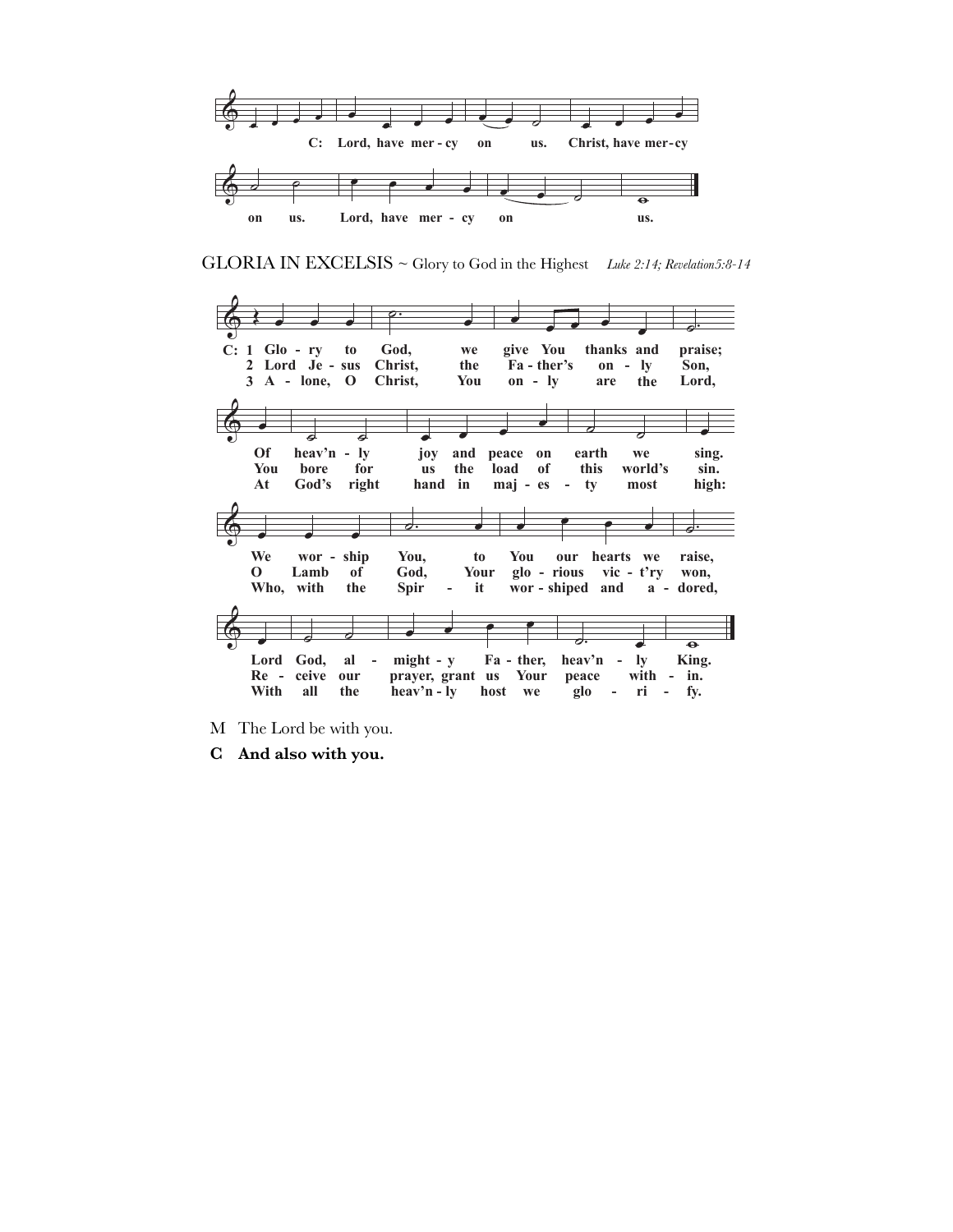GLORIA IN EXCELSIS ~ Glory to God in the Highest *Luke 2:14; Revelation5:8-14*

M The Lord be with you.

**C And also with you.**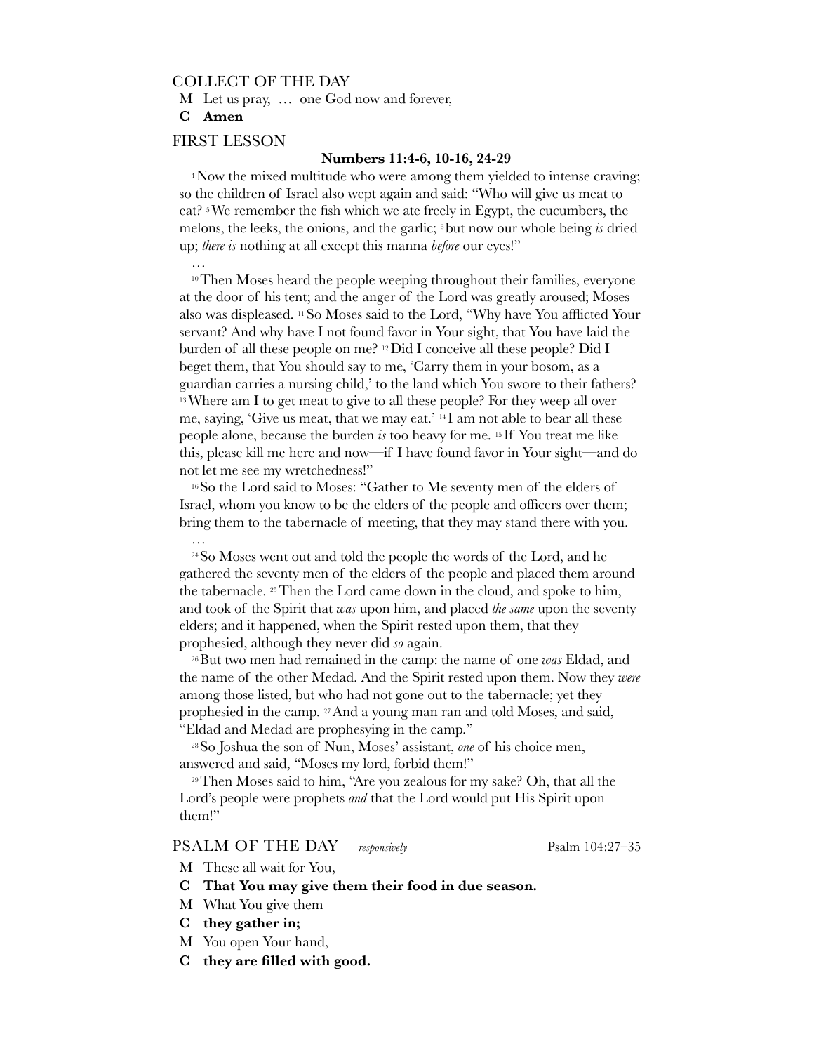## COLLECT OF THE DAY

M Let us pray, … one God now and forever,

**C Amen**

## FIRST LESSON

**Numbers 11:4-6, 10-16, 24-29**

[4] Now the mixed multitude who were among them yielded to intense craving; so the children of Israel also wept again and said: "Who will give us meat to eat? [5] We remember the fish which we ate freely in Egypt, the cucumbers, the melons, the leeks, the onions, and the garlic; [6] but now our whole being *is* dried up; *there is* nothing at all except this manna *before* our eyes!"

…

[10] Then Moses heard the people weeping throughout their families, everyone at the door of his tent; and the anger of the Lord was greatly aroused; Moses also was displeased. [11] So Moses said to the Lord, "Why have You afflicted Your servant? And why have I not found favor in Your sight, that You have laid the burden of all these people on me? [12] Did I conceive all these people? Did I beget them, that You should say to me, 'Carry them in your bosom, as a guardian carries a nursing child,' to the land which You swore to their fathers? [13] Where am I to get meat to give to all these people? For they weep all over me, saying, 'Give us meat, that we may eat.' [14] I am not able to bear all these people alone, because the burden *is* too heavy for me. [15] If You treat me like this, please kill me here and now—if I have found favor in Your sight—and do not let me see my wretchedness!"

[16] So the Lord said to Moses: "Gather to Me seventy men of the elders of Israel, whom you know to be the elders of the people and officers over them; bring them to the tabernacle of meeting, that they may stand there with you.

…

[24] So Moses went out and told the people the words of the Lord, and he gathered the seventy men of the elders of the people and placed them around the tabernacle. [25] Then the Lord came down in the cloud, and spoke to him, and took of the Spirit that *was* upon him, and placed *the same* upon the seventy elders; and it happened, when the Spirit rested upon them, that they prophesied, although they never did *so* again.

[26] But two men had remained in the camp: the name of one *was* Eldad, and the name of the other Medad. And the Spirit rested upon them. Now they *were* among those listed, but who had not gone out to the tabernacle; yet they prophesied in the camp. [27] And a young man ran and told Moses, and said, "Eldad and Medad are prophesying in the camp."

[28] So Joshua the son of Nun, Moses' assistant, *one* of his choice men, answered and said, "Moses my lord, forbid them!"

[29] Then Moses said to him, "Are you zealous for my sake? Oh, that all the Lord's people were prophets *and* that the Lord would put His Spirit upon them!"

## PSALM OF THE DAY *responsively* Psalm 104:27–35

M These all wait for You,

**C That You may give them their food in due season.**

M What You give them

**C they gather in;**

M You open Your hand,

**C they are filled with good.**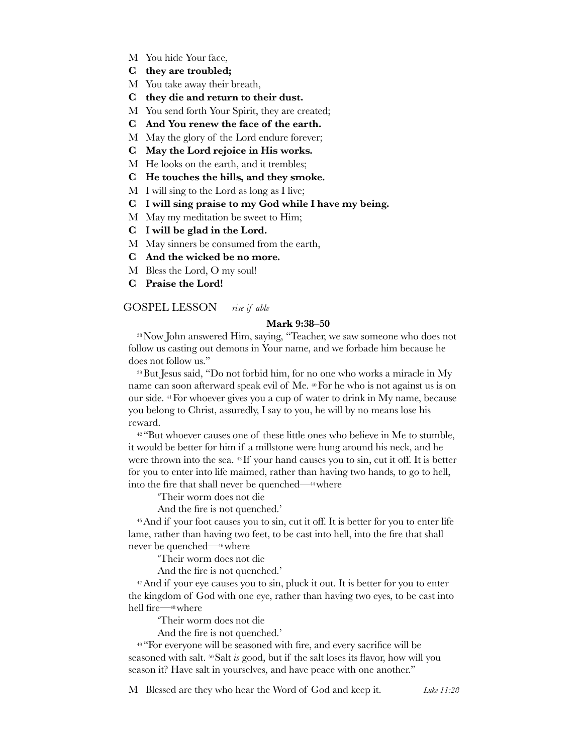M You hide Your face,

**C they are troubled;**

M You take away their breath,

**C they die and return to their dust.**

M You send forth Your Spirit, they are created;

**C And You renew the face of the earth.**

M May the glory of the Lord endure forever;

**C May the Lord rejoice in His works.**

M He looks on the earth, and it trembles;

**C He touches the hills, and they smoke.**

M I will sing to the Lord as long as I live;

**C I will sing praise to my God while I have my being.**

M May my meditation be sweet to Him;

**C I will be glad in the Lord.**

M May sinners be consumed from the earth,

**C And the wicked be no more.**

M Bless the Lord, O my soul!

**C Praise the Lord!**

## GOSPEL LESSON *rise if able*

**Mark 9:38–50**

[38] Now John answered Him, saying, "Teacher, we saw someone who does not follow us casting out demons in Your name, and we forbade him because he does not follow us."

[39] But Jesus said, "Do not forbid him, for no one who works a miracle in My name can soon afterward speak evil of Me. [40] For he who is not against us is on our side. [41] For whoever gives you a cup of water to drink in My name, because you belong to Christ, assuredly, I say to you, he will by no means lose his reward.

[42] "But whoever causes one of these little ones who believe in Me to stumble, it would be better for him if a millstone were hung around his neck, and he were thrown into the sea. [43] If your hand causes you to sin, cut it off. It is better for you to enter into life maimed, rather than having two hands, to go to hell, into the fire that shall never be quenched—[44] where

'Their worm does not die
And the fire is not quenched.'

[45] And if your foot causes you to sin, cut it off. It is better for you to enter life lame, rather than having two feet, to be cast into hell, into the fire that shall never be quenched—[46] where

'Their worm does not die
And the fire is not quenched.'

[47] And if your eye causes you to sin, pluck it out. It is better for you to enter the kingdom of God with one eye, rather than having two eyes, to be cast into hell fire—[48] where

'Their worm does not die
And the fire is not quenched.'

[49] "For everyone will be seasoned with fire, and every sacrifice will be seasoned with salt. [50] Salt *is* good, but if the salt loses its flavor, how will you season it? Have salt in yourselves, and have peace with one another."

M Blessed are they who hear the Word of God and keep it. *Luke 11:28*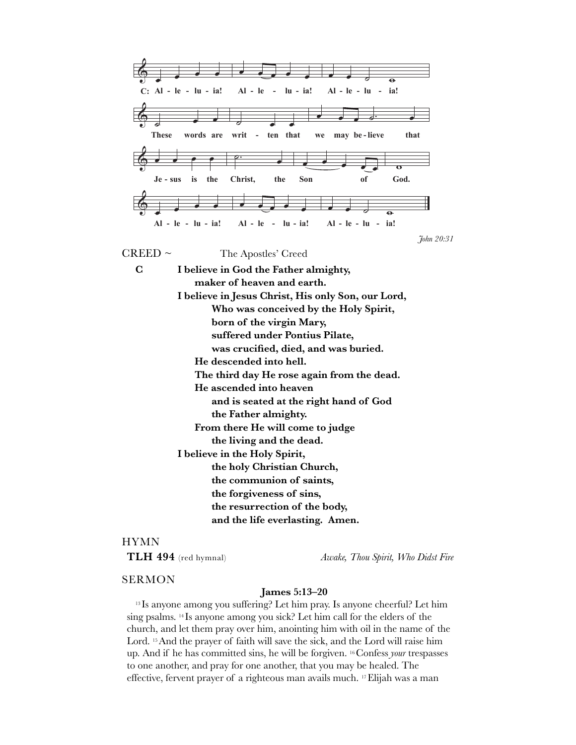C: Al - le - lu - ia! Al - le - lu - ia! Al - le - lu - ia!

These words are writ - ten that we may be - lieve that

Je - sus is the Christ, the Son of God.

Al - le - lu - ia! Al - le - lu - ia! Al - le - lu - ia!

*John 20:31*

CREED ~ The Apostles' Creed

**C** **I believe in God the Father almighty,**
**maker of heaven and earth.**
**I believe in Jesus Christ, His only Son, our Lord,**
**Who was conceived by the Holy Spirit,**
**born of the virgin Mary,**
**suffered under Pontius Pilate,**
**was crucified, died, and was buried.**
**He descended into hell.**
**The third day He rose again from the dead.**
**He ascended into heaven**
**and is seated at the right hand of God**
**the Father almighty.**
**From there He will come to judge**
**the living and the dead.**
**I believe in the Holy Spirit,**
**the holy Christian Church,**
**the communion of saints,**
**the forgiveness of sins,**
**the resurrection of the body,**
**and the life everlasting. Amen.**

HYMN

**TLH 494** (red hymnal) *Awake, Thou Spirit, Who Didst Fire*

SERMON

**James 5:13–20**

[13] Is anyone among you suffering? Let him pray. Is anyone cheerful? Let him sing psalms. [14] Is anyone among you sick? Let him call for the elders of the church, and let them pray over him, anointing him with oil in the name of the Lord. [15] And the prayer of faith will save the sick, and the Lord will raise him up. And if he has committed sins, he will be forgiven. [16] Confess *your* trespasses to one another, and pray for one another, that you may be healed. The effective, fervent prayer of a righteous man avails much. [17] Elijah was a man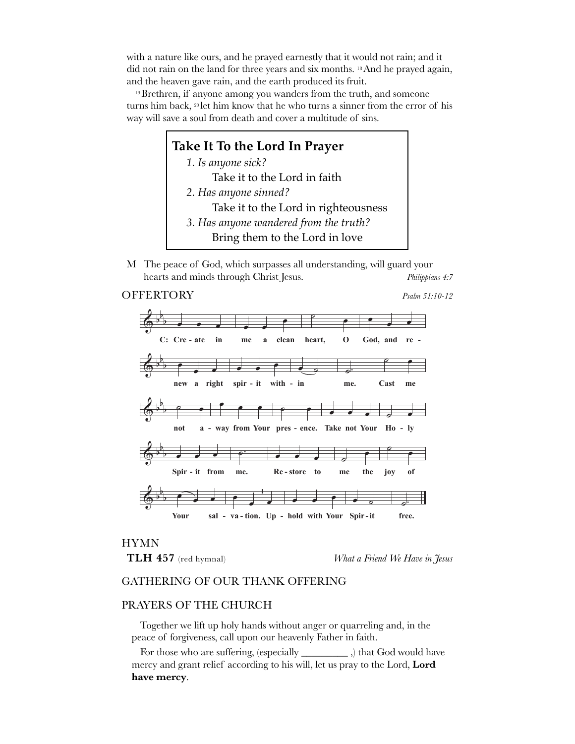with a nature like ours, and he prayed earnestly that it would not rain; and it did not rain on the land for three years and six months. [18] And he prayed again, and the heaven gave rain, and the earth produced its fruit.

[19] Brethren, if anyone among you wanders from the truth, and someone turns him back, [20] let him know that he who turns a sinner from the error of his way will save a soul from death and cover a multitude of sins.

> **Take It To the Lord In Prayer**
>
> 1. *Is anyone sick?*
>    Take it to the Lord in faith
> 2. *Has anyone sinned?*
>    Take it to the Lord in righteousness
> 3. *Has anyone wandered from the truth?*
>    Bring them to the Lord in love

M The peace of God, which surpasses all understanding, will guard your hearts and minds through Christ Jesus. *Philippians 4:7*

## OFFERTORY

*Psalm 51:10-12*

**C: Create in me a clean heart, O God, and renew a right spirit within me. Cast me not away from Your presence. Take not Your Holy Spirit from me. Restore to me the joy of Your salvation. Uphold with Your Spirit free.**

## HYMN

**TLH 457** (red hymnal) *What a Friend We Have in Jesus*

## GATHERING OF OUR THANK OFFERING

## PRAYERS OF THE CHURCH

Together we lift up holy hands without anger or quarreling and, in the peace of forgiveness, call upon our heavenly Father in faith.

For those who are suffering, (especially _________ ,) that God would have mercy and grant relief according to his will, let us pray to the Lord, **Lord have mercy**.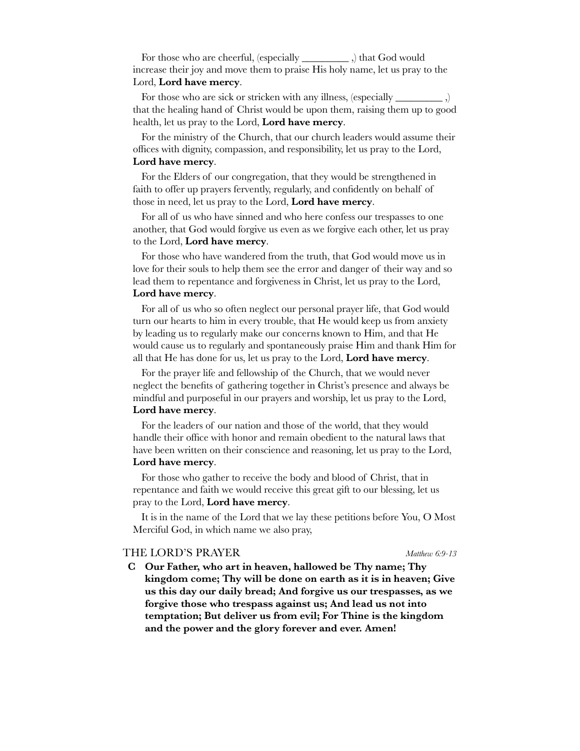For those who are cheerful, (especially _________ ,) that God would increase their joy and move them to praise His holy name, let us pray to the Lord, **Lord have mercy**.

For those who are sick or stricken with any illness, (especially _________ ,) that the healing hand of Christ would be upon them, raising them up to good health, let us pray to the Lord, **Lord have mercy**.

For the ministry of the Church, that our church leaders would assume their offices with dignity, compassion, and responsibility, let us pray to the Lord, **Lord have mercy**.

For the Elders of our congregation, that they would be strengthened in faith to offer up prayers fervently, regularly, and confidently on behalf of those in need, let us pray to the Lord, **Lord have mercy**.

For all of us who have sinned and who here confess our trespasses to one another, that God would forgive us even as we forgive each other, let us pray to the Lord, **Lord have mercy**.

For those who have wandered from the truth, that God would move us in love for their souls to help them see the error and danger of their way and so lead them to repentance and forgiveness in Christ, let us pray to the Lord, **Lord have mercy**.

For all of us who so often neglect our personal prayer life, that God would turn our hearts to him in every trouble, that He would keep us from anxiety by leading us to regularly make our concerns known to Him, and that He would cause us to regularly and spontaneously praise Him and thank Him for all that He has done for us, let us pray to the Lord, **Lord have mercy**.

For the prayer life and fellowship of the Church, that we would never neglect the benefits of gathering together in Christ's presence and always be mindful and purposeful in our prayers and worship, let us pray to the Lord, **Lord have mercy**.

For the leaders of our nation and those of the world, that they would handle their office with honor and remain obedient to the natural laws that have been written on their conscience and reasoning, let us pray to the Lord, **Lord have mercy**.

For those who gather to receive the body and blood of Christ, that in repentance and faith we would receive this great gift to our blessing, let us pray to the Lord, **Lord have mercy**.

It is in the name of the Lord that we lay these petitions before You, O Most Merciful God, in which name we also pray,

## THE LORD'S PRAYER *Matthew 6:9-13*

**C Our Father, who art in heaven, hallowed be Thy name; Thy kingdom come; Thy will be done on earth as it is in heaven; Give us this day our daily bread; And forgive us our trespasses, as we forgive those who trespass against us; And lead us not into temptation; But deliver us from evil; For Thine is the kingdom and the power and the glory forever and ever. Amen!**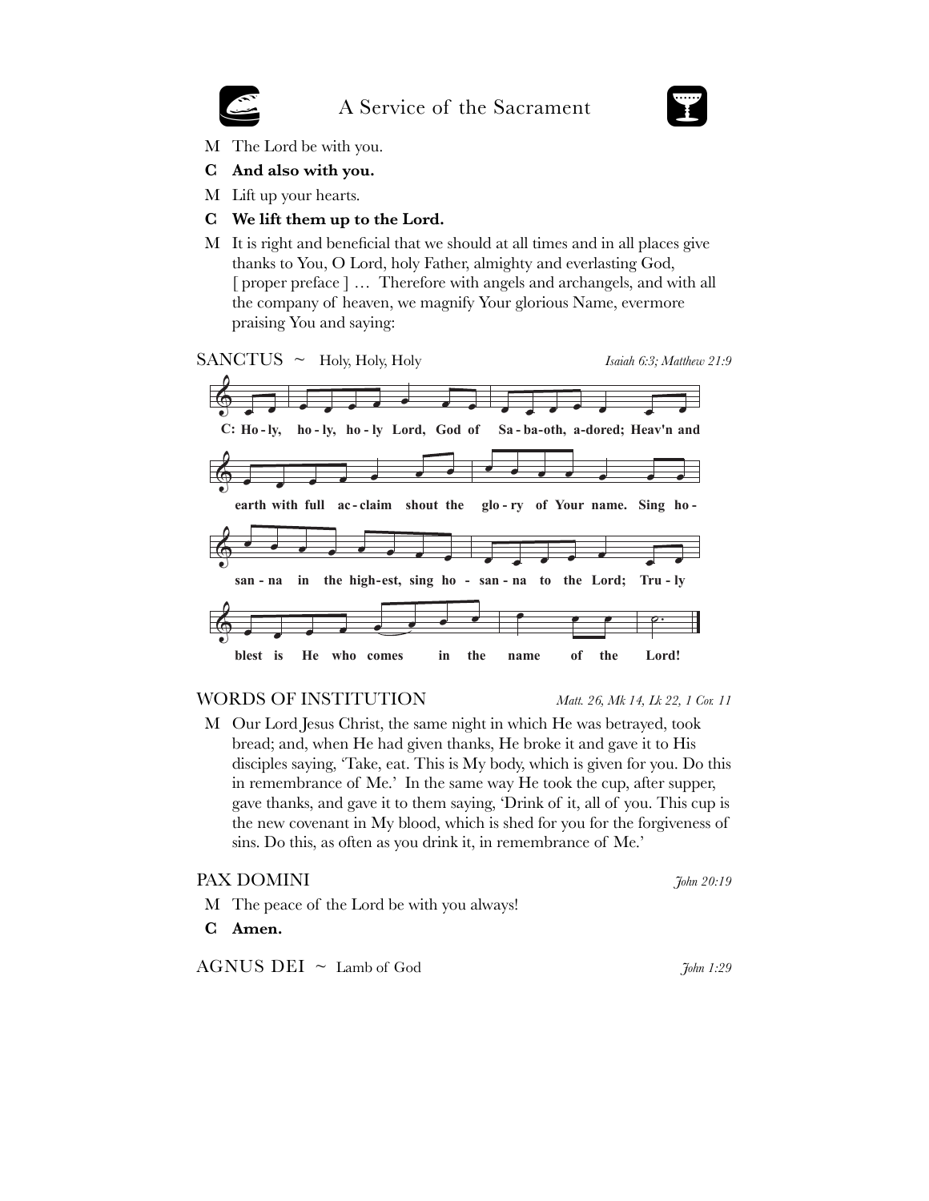# A Service of the Sacrament

M The Lord be with you.

**C And also with you.**

M Lift up your hearts.

**C We lift them up to the Lord.**

M It is right and beneficial that we should at all times and in all places give thanks to You, O Lord, holy Father, almighty and everlasting God, [ proper preface ] … Therefore with angels and archangels, and with all the company of heaven, we magnify Your glorious Name, evermore praising You and saying:

## SANCTUS ~ Holy, Holy, Holy

*Isaiah 6:3; Matthew 21:9*

**C: Ho - ly, ho - ly, ho - ly Lord, God of Sa - ba-oth, a-dored; Heav'n and earth with full ac - claim shout the glo - ry of Your name. Sing ho - san - na in the high-est, sing ho - san - na to the Lord; Tru - ly blest is He who comes in the name of the Lord!**

## WORDS OF INSTITUTION

*Matt. 26, Mk 14, Lk 22, 1 Cor. 11*

M Our Lord Jesus Christ, the same night in which He was betrayed, took bread; and, when He had given thanks, He broke it and gave it to His disciples saying, 'Take, eat. This is My body, which is given for you. Do this in remembrance of Me.' In the same way He took the cup, after supper, gave thanks, and gave it to them saying, 'Drink of it, all of you. This cup is the new covenant in My blood, which is shed for you for the forgiveness of sins. Do this, as often as you drink it, in remembrance of Me.'

## PAX DOMINI

*John 20:19*

M The peace of the Lord be with you always!

**C Amen.**

## AGNUS DEI ~ Lamb of God

*John 1:29*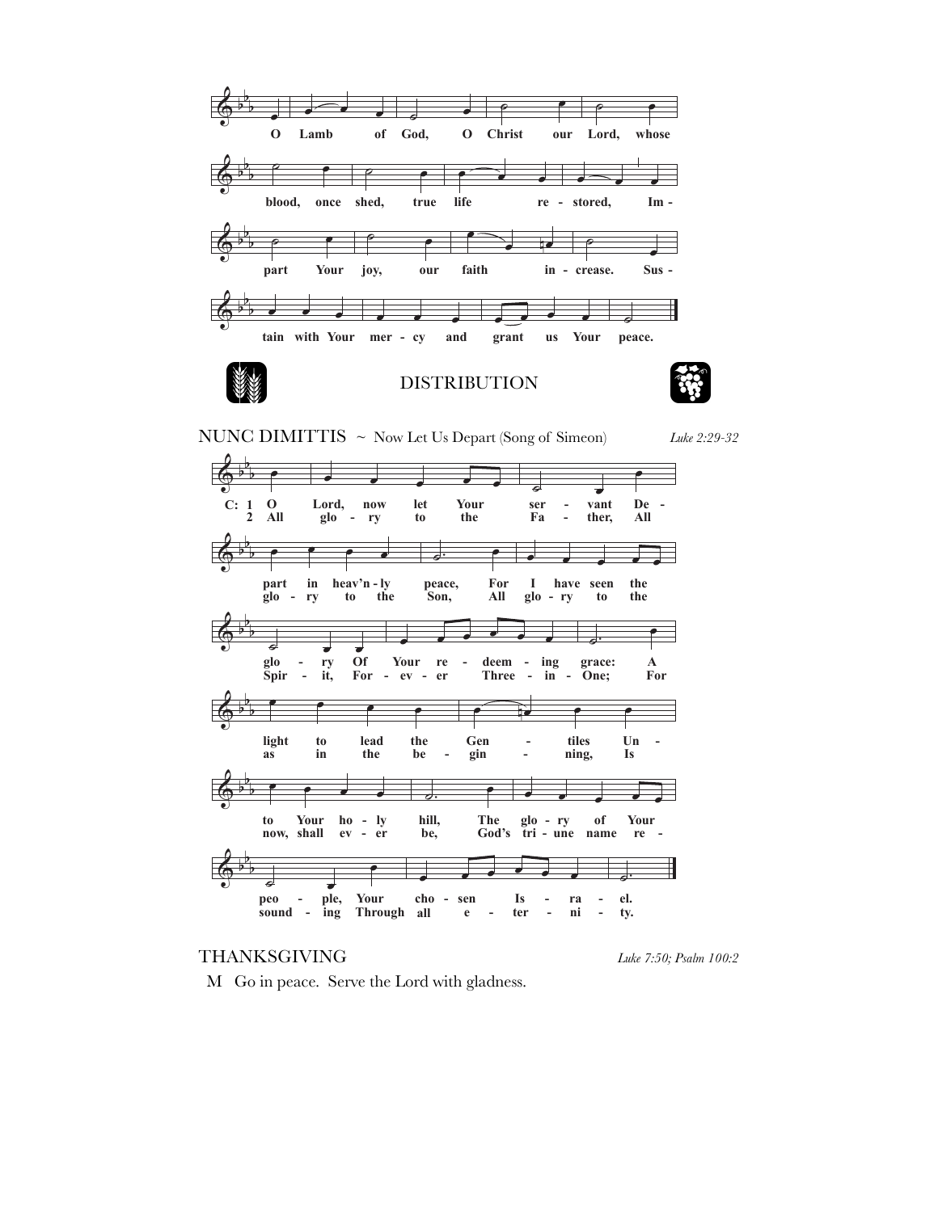O Lamb of God, O Christ our Lord, whose blood, once shed, true life restored, Impart Your joy, our faith increase. Sustain with Your mercy and grant us Your peace.

## DISTRIBUTION

## NUNC DIMITTIS ~ Now Let Us Depart (Song of Simeon)

*Luke 2:29-32*

C: 1 O Lord, now let Your servant Depart in heav'nly peace, For I have seen the glory Of Your redeeming grace: A light to lead the Gentiles Unto Your holy hill, The glory of Your people, Your chosen Israel.

2 All glory to the Father, All glory to the Son, All glory to the Spirit, Forever Three-in-One; For as in the beginning, Is now, shall ever be, God's triune name resounding Through all eternity.

## THANKSGIVING

*Luke 7:50; Psalm 100:2*

M Go in peace. Serve the Lord with gladness.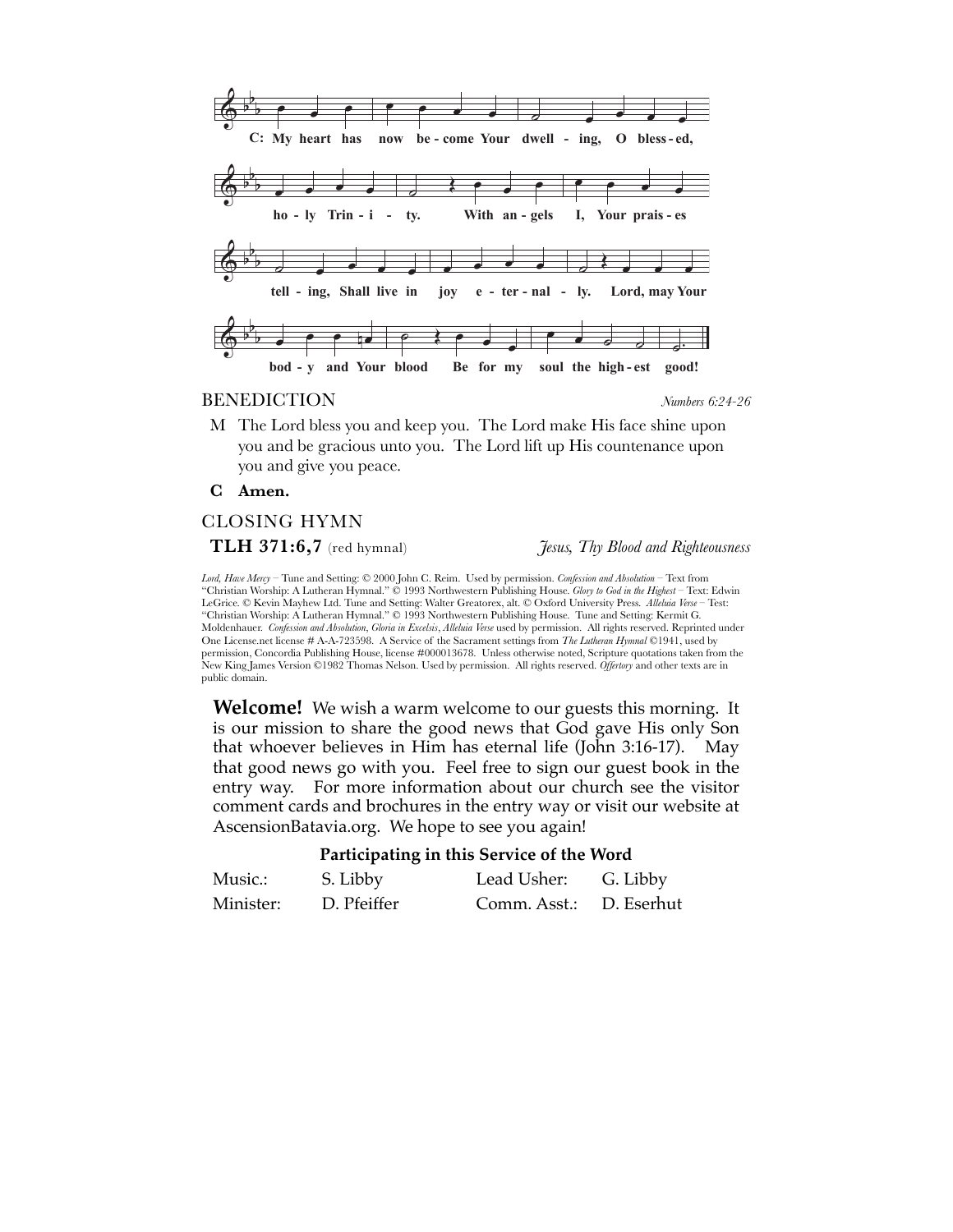C: My heart has now be - come Your dwell - ing, O bless - ed, ho - ly Trin - i - ty. With an - gels I, Your prais - es tell - ing, Shall live in joy e - ter - nal - ly. Lord, may Your bod - y and Your blood Be for my soul the high - est good!

## BENEDICTION

*Numbers 6:24-26*

M The Lord bless you and keep you. The Lord make His face shine upon you and be gracious unto you. The Lord lift up His countenance upon you and give you peace.

**C Amen.**

## CLOSING HYMN

**TLH 371:6,7** (red hymnal) *Jesus, Thy Blood and Righteousness*

*Lord, Have Mercy* – Tune and Setting: © 2000 John C. Reim. Used by permission. *Confession and Absolution* – Text from "Christian Worship: A Lutheran Hymnal." © 1993 Northwestern Publishing House. *Glory to God in the Highest* – Text: Edwin LeGrice. © Kevin Mayhew Ltd. Tune and Setting: Walter Greatorex, alt. © Oxford University Press. *Alleluia Verse* – Test: "Christian Worship: A Lutheran Hymnal." © 1993 Northwestern Publishing House. Tune and Setting: Kermit G. Moldenhauer. *Confession and Absolution*, *Gloria in Excelsis*, *Alleluia Verse* used by permission. All rights reserved. Reprinted under One License.net license # A-A-723598. A Service of the Sacrament settings from *The Lutheran Hymnal* ©1941, used by permission, Concordia Publishing House, license #000013678. Unless otherwise noted, Scripture quotations taken from the New King James Version ©1982 Thomas Nelson. Used by permission. All rights reserved. *Offertory* and other texts are in public domain.

**Welcome!** We wish a warm welcome to our guests this morning. It is our mission to share the good news that God gave His only Son that whoever believes in Him has eternal life (John 3:16-17). May that good news go with you. Feel free to sign our guest book in the entry way. For more information about our church see the visitor comment cards and brochures in the entry way or visit our website at AscensionBatavia.org. We hope to see you again!

**Participating in this Service of the Word**

| | | | |
|---|---|---|---|
| Music.: | S. Libby | Lead Usher: | G. Libby |
| Minister: | D. Pfeiffer | Comm. Asst.: | D. Eserhut |